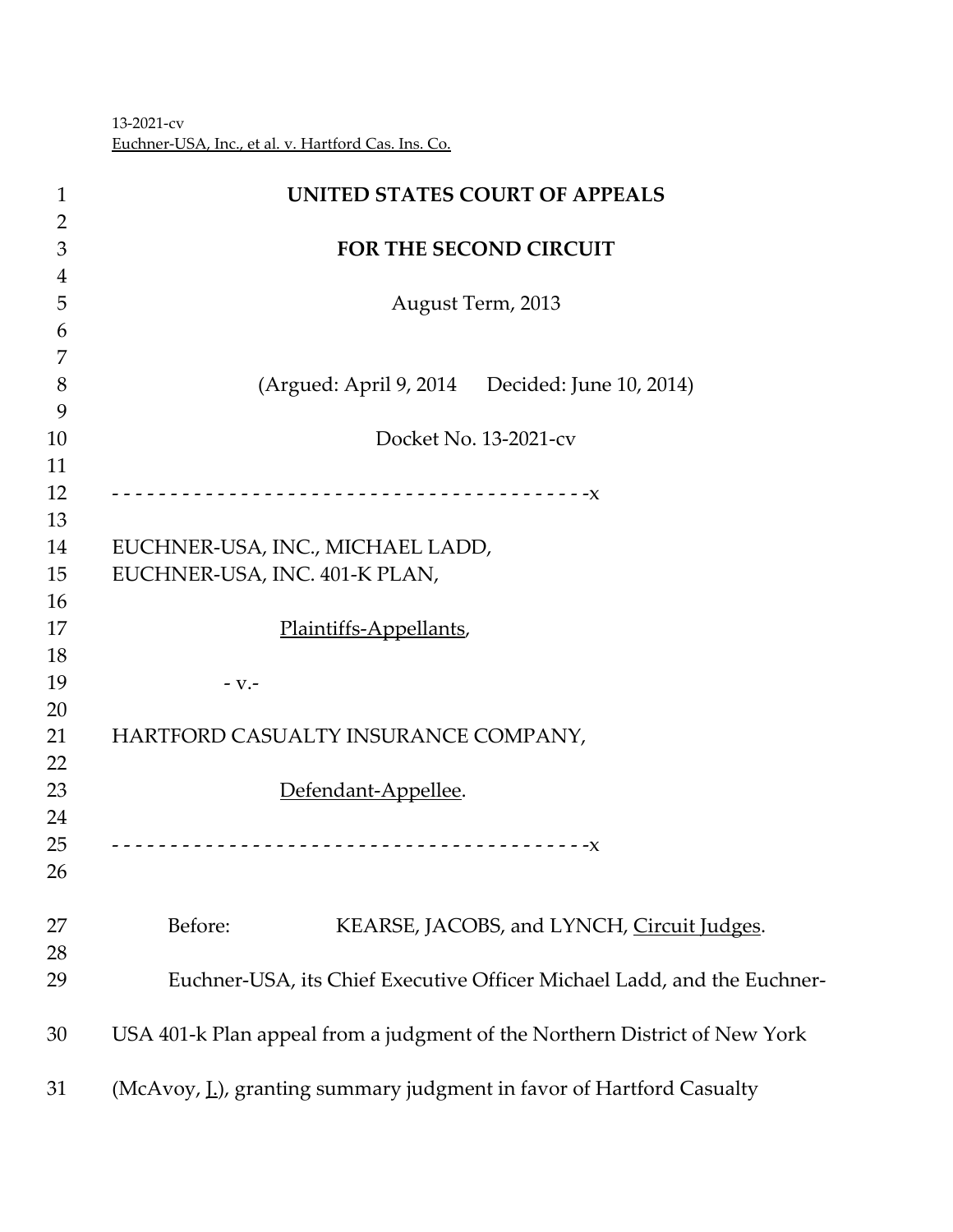13-2021-cv
Euchner-USA, Inc., et al. v. Hartford Cas. Ins. Co.

**UNITED STATES COURT OF APPEALS**

**FOR THE SECOND CIRCUIT**

August Term, 2013

(Argued: April 9, 2014 Decided: June 10, 2014)

Docket No. 13-2021-cv

- - - - - - - - - - - - - - - - - - - - - - - - - - - - - - - - - - - - - - - - - -x

EUCHNER-USA, INC., MICHAEL LADD,
EUCHNER-USA, INC. 401-K PLAN,

Plaintiffs-Appellants,

\- v.-

HARTFORD CASUALTY INSURANCE COMPANY,

Defendant-Appellee.

- - - - - - - - - - - - - - - - - - - - - - - - - - - - - - - - - - - - - - - - - -x

Before: KEARSE, JACOBS, and LYNCH, Circuit Judges.

Euchner-USA, its Chief Executive Officer Michael Ladd, and the Euchner-USA 401-k Plan appeal from a judgment of the Northern District of New York (McAvoy, J.), granting summary judgment in favor of Hartford Casualty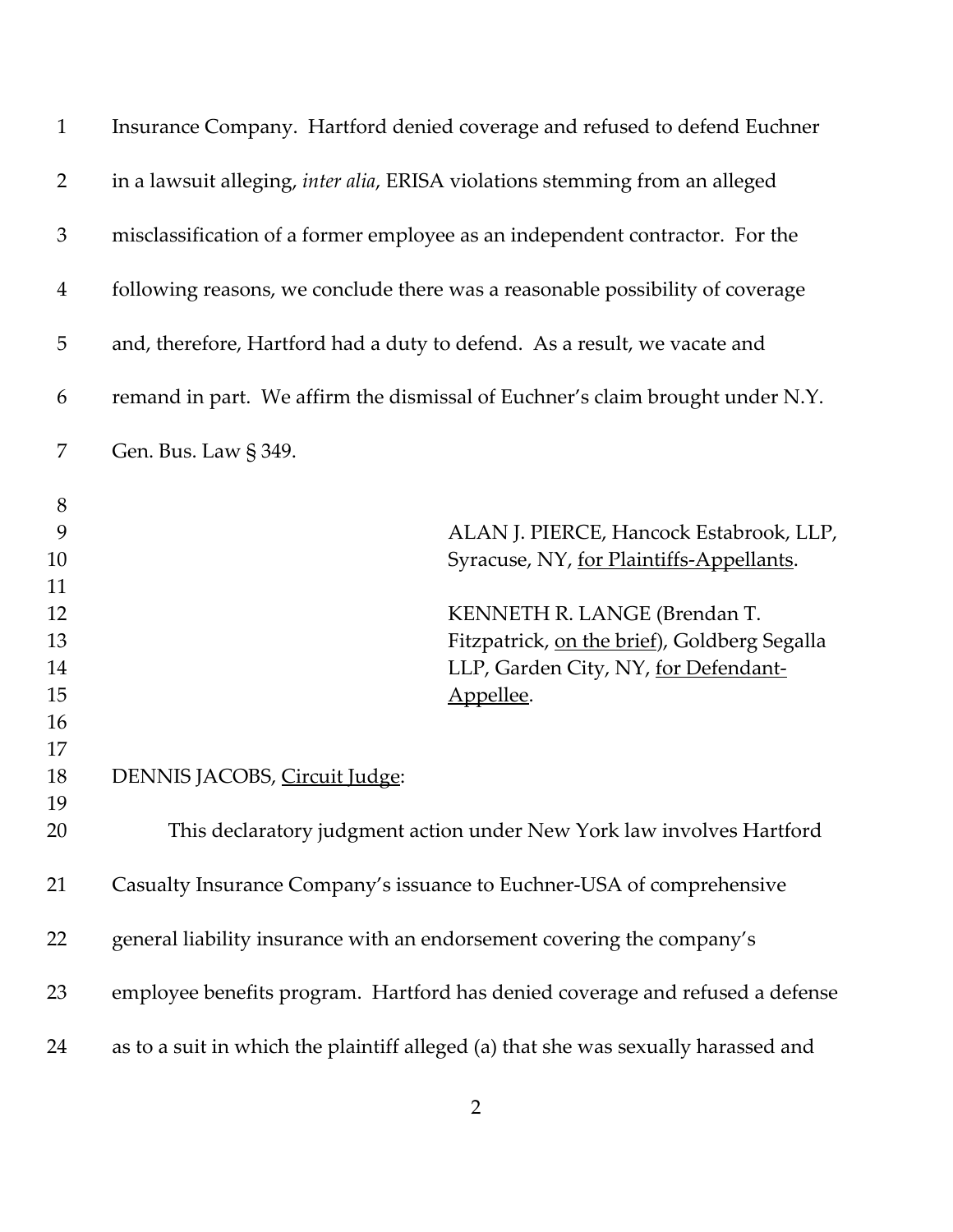Insurance Company. Hartford denied coverage and refused to defend Euchner in a lawsuit alleging, *inter alia*, ERISA violations stemming from an alleged misclassification of a former employee as an independent contractor. For the following reasons, we conclude there was a reasonable possibility of coverage and, therefore, Hartford had a duty to defend. As a result, we vacate and remand in part. We affirm the dismissal of Euchner's claim brought under N.Y. Gen. Bus. Law § 349.

ALAN J. PIERCE, Hancock Estabrook, LLP, Syracuse, NY, for Plaintiffs-Appellants.

KENNETH R. LANGE (Brendan T. Fitzpatrick, on the brief), Goldberg Segalla LLP, Garden City, NY, for Defendant-Appellee.

DENNIS JACOBS, Circuit Judge:

This declaratory judgment action under New York law involves Hartford Casualty Insurance Company's issuance to Euchner-USA of comprehensive general liability insurance with an endorsement covering the company's employee benefits program. Hartford has denied coverage and refused a defense as to a suit in which the plaintiff alleged (a) that she was sexually harassed and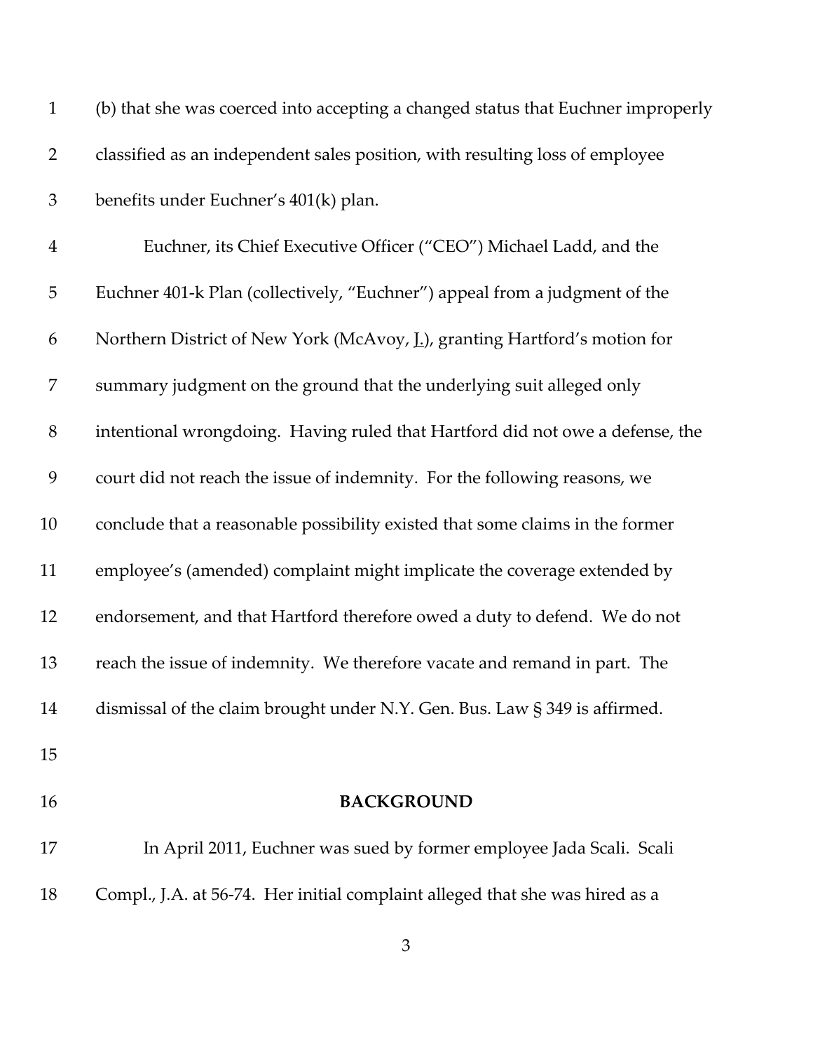(b) that she was coerced into accepting a changed status that Euchner improperly classified as an independent sales position, with resulting loss of employee benefits under Euchner's 401(k) plan.

Euchner, its Chief Executive Officer ("CEO") Michael Ladd, and the Euchner 401-k Plan (collectively, "Euchner") appeal from a judgment of the Northern District of New York (McAvoy, J.), granting Hartford's motion for summary judgment on the ground that the underlying suit alleged only intentional wrongdoing. Having ruled that Hartford did not owe a defense, the court did not reach the issue of indemnity. For the following reasons, we conclude that a reasonable possibility existed that some claims in the former employee's (amended) complaint might implicate the coverage extended by endorsement, and that Hartford therefore owed a duty to defend. We do not reach the issue of indemnity. We therefore vacate and remand in part. The dismissal of the claim brought under N.Y. Gen. Bus. Law § 349 is affirmed.

## BACKGROUND

In April 2011, Euchner was sued by former employee Jada Scali. Scali Compl., J.A. at 56-74. Her initial complaint alleged that she was hired as a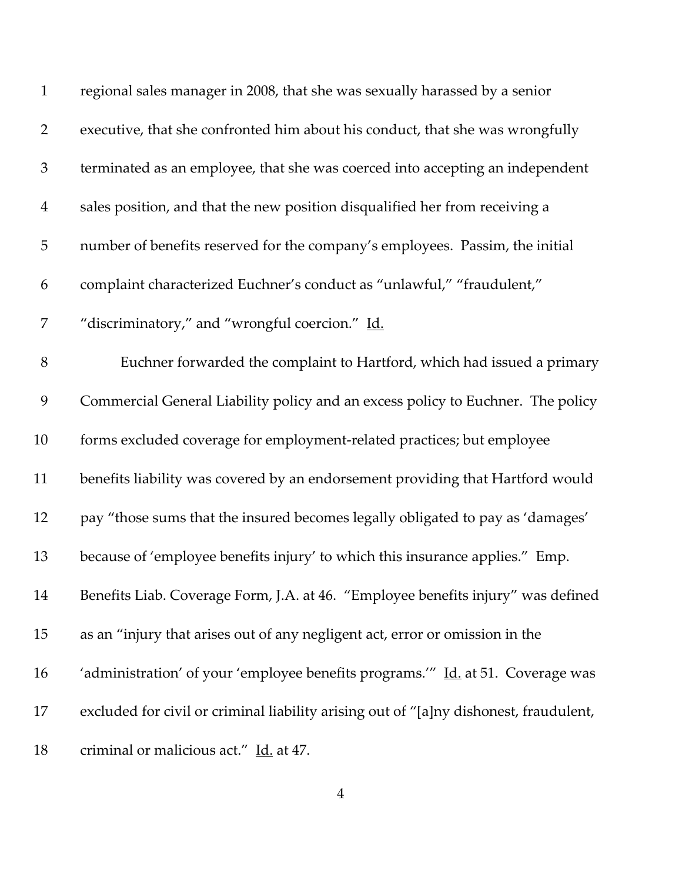regional sales manager in 2008, that she was sexually harassed by a senior executive, that she confronted him about his conduct, that she was wrongfully terminated as an employee, that she was coerced into accepting an independent sales position, and that the new position disqualified her from receiving a number of benefits reserved for the company's employees. Passim, the initial complaint characterized Euchner's conduct as "unlawful," "fraudulent," "discriminatory," and "wrongful coercion." Id.

Euchner forwarded the complaint to Hartford, which had issued a primary Commercial General Liability policy and an excess policy to Euchner. The policy forms excluded coverage for employment-related practices; but employee benefits liability was covered by an endorsement providing that Hartford would pay "those sums that the insured becomes legally obligated to pay as 'damages' because of 'employee benefits injury' to which this insurance applies." Emp. Benefits Liab. Coverage Form, J.A. at 46. "Employee benefits injury" was defined as an "injury that arises out of any negligent act, error or omission in the 'administration' of your 'employee benefits programs.'" Id. at 51. Coverage was excluded for civil or criminal liability arising out of "[a]ny dishonest, fraudulent, criminal or malicious act." Id. at 47.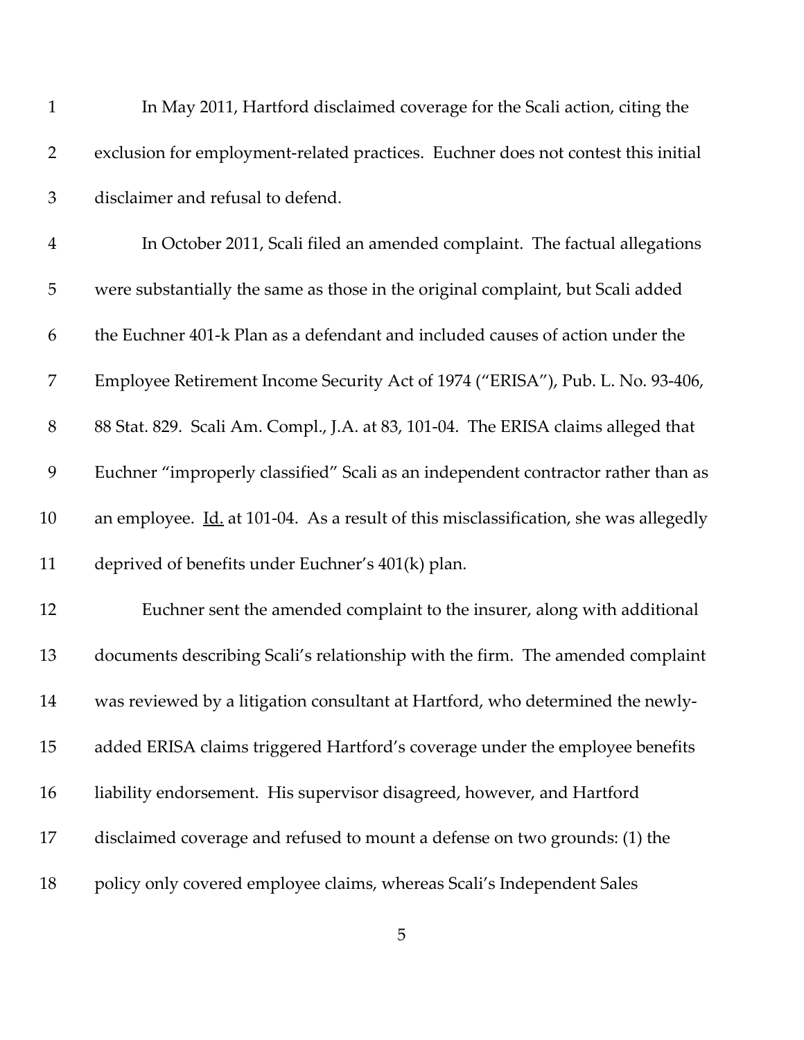In May 2011, Hartford disclaimed coverage for the Scali action, citing the exclusion for employment-related practices. Euchner does not contest this initial disclaimer and refusal to defend.

In October 2011, Scali filed an amended complaint. The factual allegations were substantially the same as those in the original complaint, but Scali added the Euchner 401-k Plan as a defendant and included causes of action under the Employee Retirement Income Security Act of 1974 ("ERISA"), Pub. L. No. 93-406, 88 Stat. 829. Scali Am. Compl., J.A. at 83, 101-04. The ERISA claims alleged that Euchner "improperly classified" Scali as an independent contractor rather than as an employee. Id. at 101-04. As a result of this misclassification, she was allegedly deprived of benefits under Euchner's 401(k) plan.

Euchner sent the amended complaint to the insurer, along with additional documents describing Scali's relationship with the firm. The amended complaint was reviewed by a litigation consultant at Hartford, who determined the newly-added ERISA claims triggered Hartford's coverage under the employee benefits liability endorsement. His supervisor disagreed, however, and Hartford disclaimed coverage and refused to mount a defense on two grounds: (1) the policy only covered employee claims, whereas Scali's Independent Sales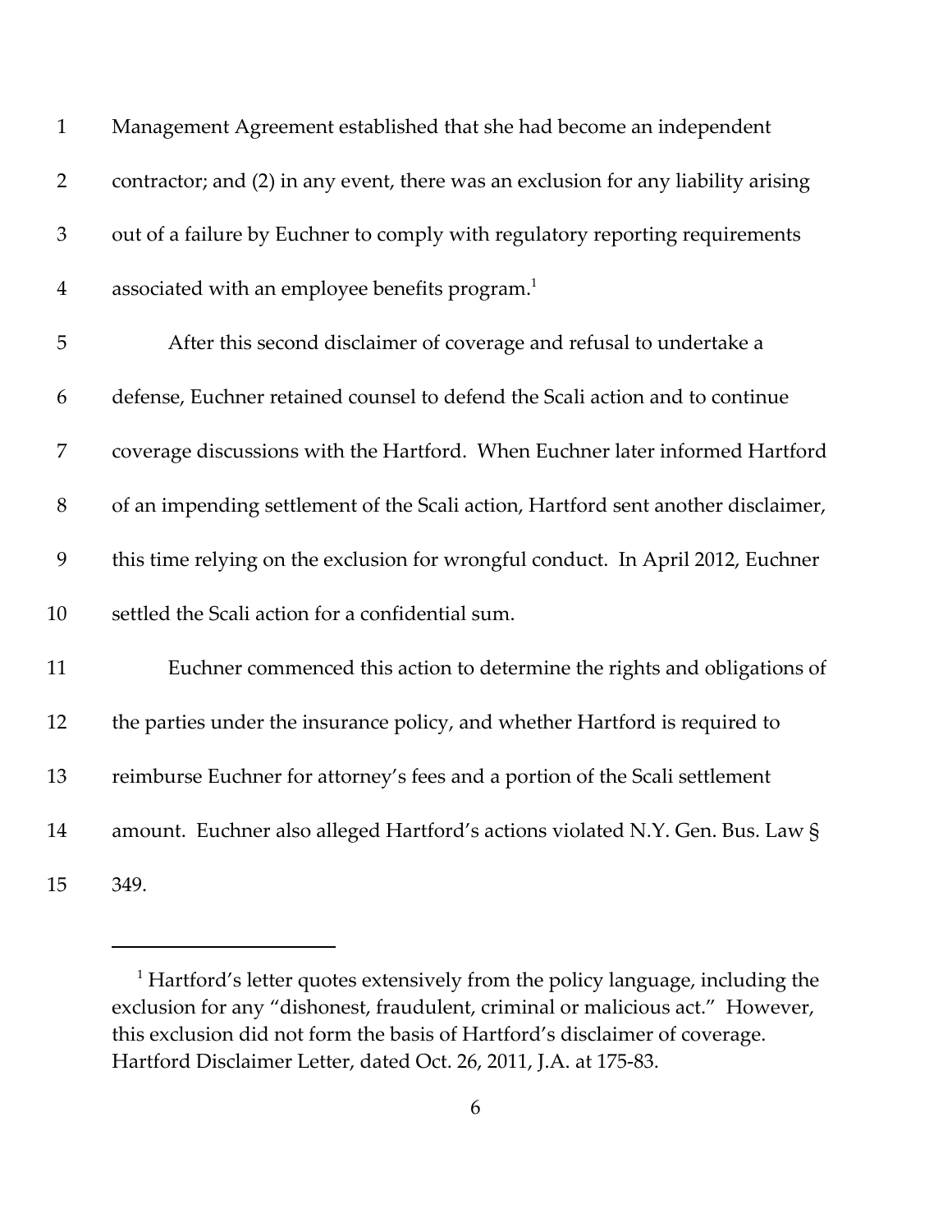Management Agreement established that she had become an independent contractor; and (2) in any event, there was an exclusion for any liability arising out of a failure by Euchner to comply with regulatory reporting requirements associated with an employee benefits program.[1]

After this second disclaimer of coverage and refusal to undertake a defense, Euchner retained counsel to defend the Scali action and to continue coverage discussions with the Hartford. When Euchner later informed Hartford of an impending settlement of the Scali action, Hartford sent another disclaimer, this time relying on the exclusion for wrongful conduct. In April 2012, Euchner settled the Scali action for a confidential sum.

Euchner commenced this action to determine the rights and obligations of the parties under the insurance policy, and whether Hartford is required to reimburse Euchner for attorney's fees and a portion of the Scali settlement amount. Euchner also alleged Hartford's actions violated N.Y. Gen. Bus. Law § 349.

---

[1] Hartford's letter quotes extensively from the policy language, including the exclusion for any "dishonest, fraudulent, criminal or malicious act." However, this exclusion did not form the basis of Hartford's disclaimer of coverage. Hartford Disclaimer Letter, dated Oct. 26, 2011, J.A. at 175-83.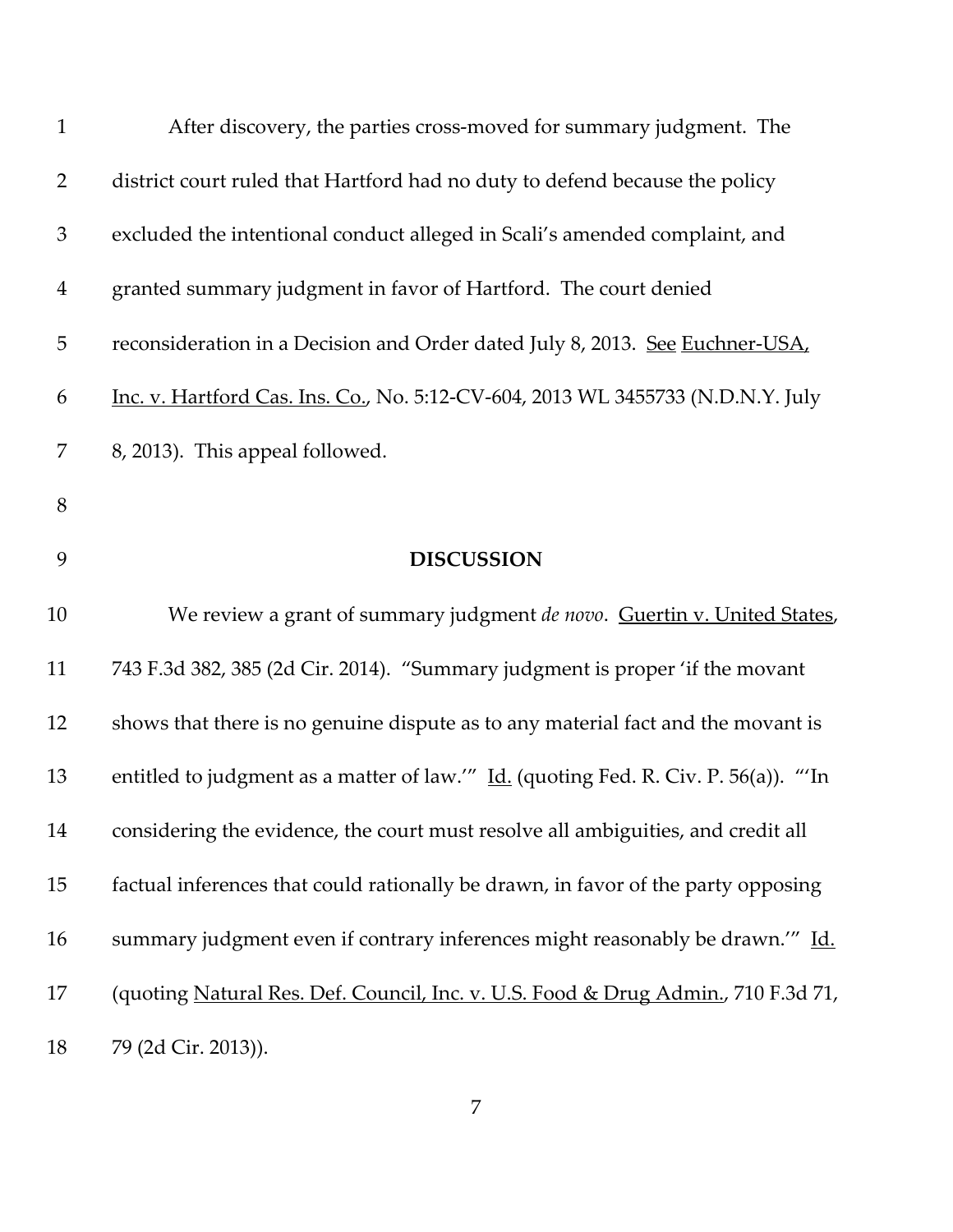After discovery, the parties cross-moved for summary judgment. The district court ruled that Hartford had no duty to defend because the policy excluded the intentional conduct alleged in Scali's amended complaint, and granted summary judgment in favor of Hartford. The court denied reconsideration in a Decision and Order dated July 8, 2013. See Euchner-USA, Inc. v. Hartford Cas. Ins. Co., No. 5:12-CV-604, 2013 WL 3455733 (N.D.N.Y. July 8, 2013). This appeal followed.

## DISCUSSION

We review a grant of summary judgment *de novo*. Guertin v. United States, 743 F.3d 382, 385 (2d Cir. 2014). "Summary judgment is proper 'if the movant shows that there is no genuine dispute as to any material fact and the movant is entitled to judgment as a matter of law.'" Id. (quoting Fed. R. Civ. P. 56(a)). "'In considering the evidence, the court must resolve all ambiguities, and credit all factual inferences that could rationally be drawn, in favor of the party opposing summary judgment even if contrary inferences might reasonably be drawn.'" Id. (quoting Natural Res. Def. Council, Inc. v. U.S. Food & Drug Admin., 710 F.3d 71, 79 (2d Cir. 2013)).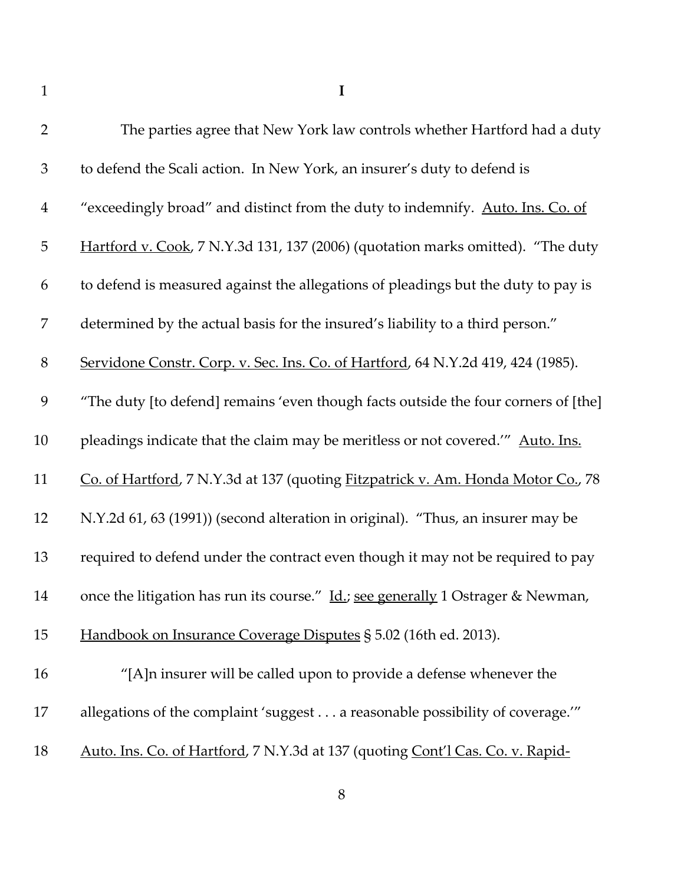# I

The parties agree that New York law controls whether Hartford had a duty to defend the Scali action. In New York, an insurer's duty to defend is "exceedingly broad" and distinct from the duty to indemnify. Auto. Ins. Co. of Hartford v. Cook, 7 N.Y.3d 131, 137 (2006) (quotation marks omitted). "The duty to defend is measured against the allegations of pleadings but the duty to pay is determined by the actual basis for the insured's liability to a third person." Servidone Constr. Corp. v. Sec. Ins. Co. of Hartford, 64 N.Y.2d 419, 424 (1985). "The duty [to defend] remains 'even though facts outside the four corners of [the] pleadings indicate that the claim may be meritless or not covered.'" Auto. Ins. Co. of Hartford, 7 N.Y.3d at 137 (quoting Fitzpatrick v. Am. Honda Motor Co., 78 N.Y.2d 61, 63 (1991)) (second alteration in original). "Thus, an insurer may be required to defend under the contract even though it may not be required to pay once the litigation has run its course." Id.; see generally 1 Ostrager & Newman, Handbook on Insurance Coverage Disputes § 5.02 (16th ed. 2013).

"[A]n insurer will be called upon to provide a defense whenever the allegations of the complaint 'suggest . . . a reasonable possibility of coverage.'" Auto. Ins. Co. of Hartford, 7 N.Y.3d at 137 (quoting Cont'l Cas. Co. v. Rapid-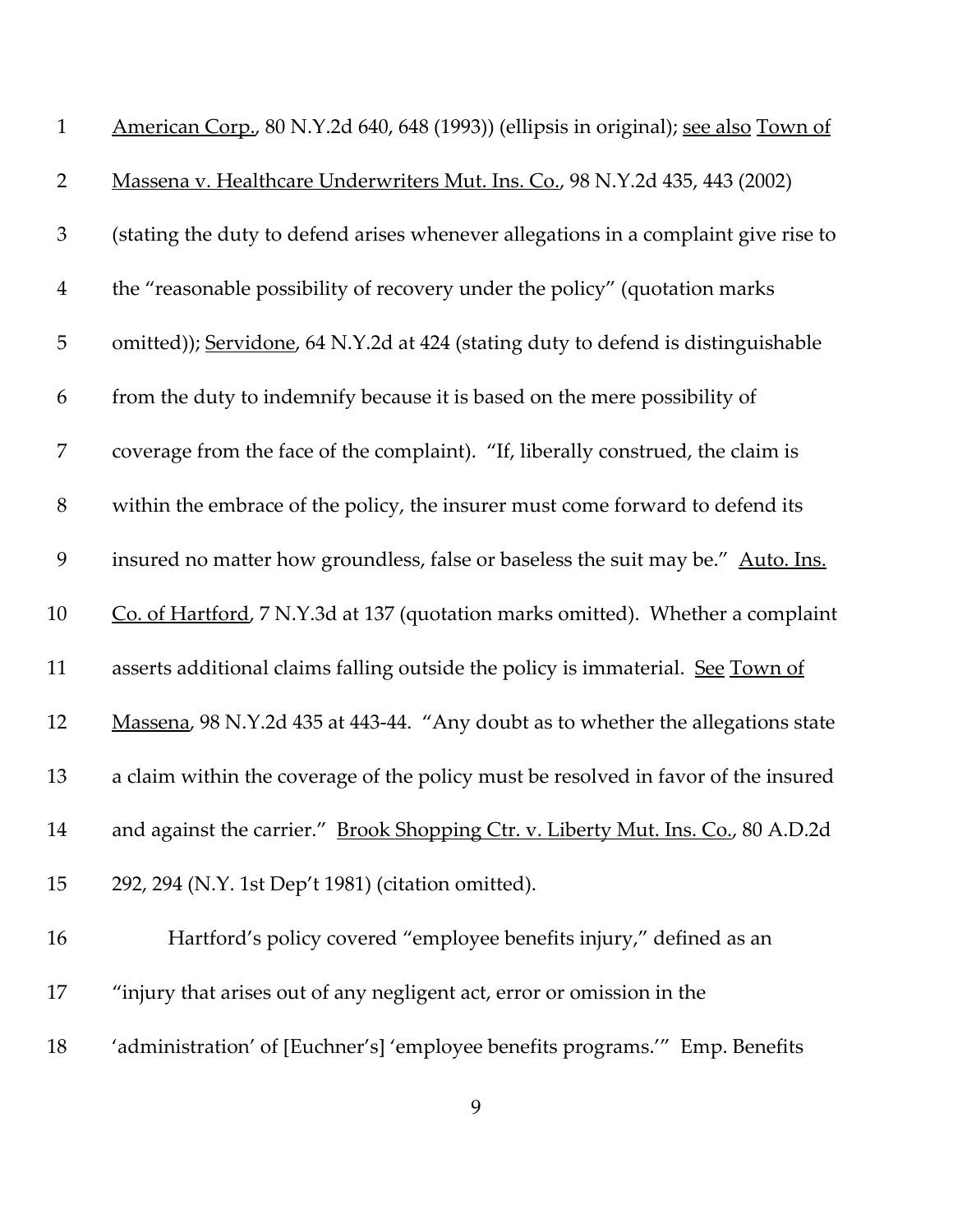American Corp., 80 N.Y.2d 640, 648 (1993)) (ellipsis in original); see also Town of Massena v. Healthcare Underwriters Mut. Ins. Co., 98 N.Y.2d 435, 443 (2002) (stating the duty to defend arises whenever allegations in a complaint give rise to the "reasonable possibility of recovery under the policy" (quotation marks omitted)); Servidone, 64 N.Y.2d at 424 (stating duty to defend is distinguishable from the duty to indemnify because it is based on the mere possibility of coverage from the face of the complaint). "If, liberally construed, the claim is within the embrace of the policy, the insurer must come forward to defend its insured no matter how groundless, false or baseless the suit may be." Auto. Ins. Co. of Hartford, 7 N.Y.3d at 137 (quotation marks omitted). Whether a complaint asserts additional claims falling outside the policy is immaterial. See Town of Massena, 98 N.Y.2d 435 at 443-44. "Any doubt as to whether the allegations state a claim within the coverage of the policy must be resolved in favor of the insured and against the carrier." Brook Shopping Ctr. v. Liberty Mut. Ins. Co., 80 A.D.2d 292, 294 (N.Y. 1st Dep't 1981) (citation omitted).

Hartford's policy covered "employee benefits injury," defined as an "injury that arises out of any negligent act, error or omission in the 'administration' of [Euchner's] 'employee benefits programs.'" Emp. Benefits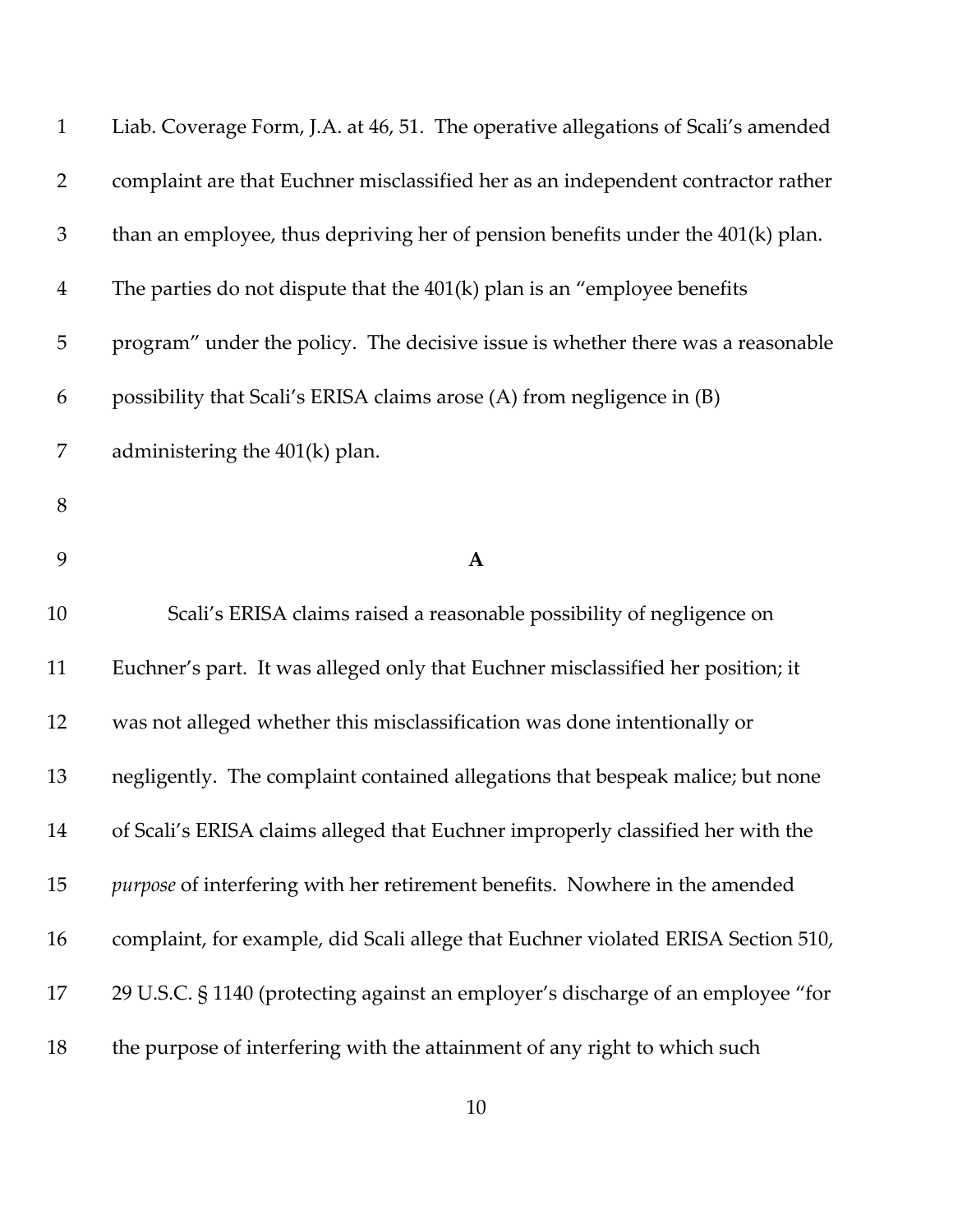Liab. Coverage Form, J.A. at 46, 51. The operative allegations of Scali's amended complaint are that Euchner misclassified her as an independent contractor rather than an employee, thus depriving her of pension benefits under the 401(k) plan. The parties do not dispute that the 401(k) plan is an "employee benefits program" under the policy. The decisive issue is whether there was a reasonable possibility that Scali's ERISA claims arose (A) from negligence in (B) administering the 401(k) plan.

**A**

Scali's ERISA claims raised a reasonable possibility of negligence on Euchner's part. It was alleged only that Euchner misclassified her position; it was not alleged whether this misclassification was done intentionally or negligently. The complaint contained allegations that bespeak malice; but none of Scali's ERISA claims alleged that Euchner improperly classified her with the *purpose* of interfering with her retirement benefits. Nowhere in the amended complaint, for example, did Scali allege that Euchner violated ERISA Section 510, 29 U.S.C. § 1140 (protecting against an employer's discharge of an employee "for the purpose of interfering with the attainment of any right to which such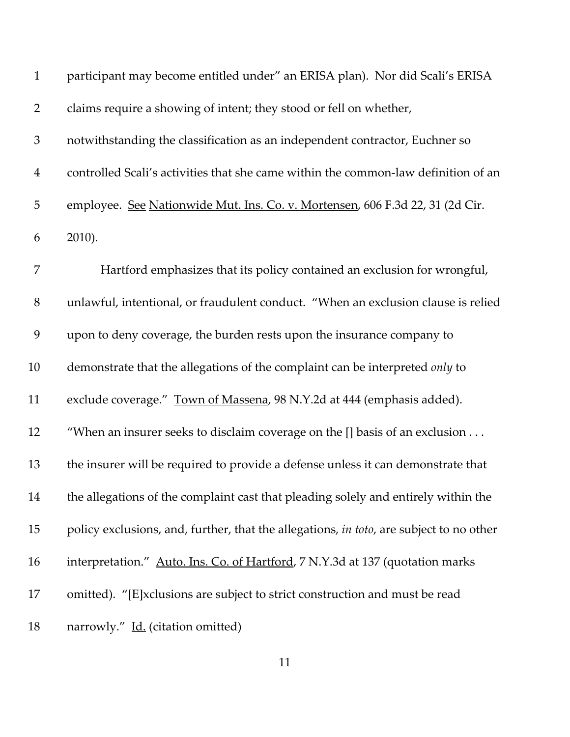participant may become entitled under" an ERISA plan). Nor did Scali's ERISA claims require a showing of intent; they stood or fell on whether, notwithstanding the classification as an independent contractor, Euchner so controlled Scali's activities that she came within the common-law definition of an employee. See Nationwide Mut. Ins. Co. v. Mortensen, 606 F.3d 22, 31 (2d Cir. 2010).

Hartford emphasizes that its policy contained an exclusion for wrongful, unlawful, intentional, or fraudulent conduct. "When an exclusion clause is relied upon to deny coverage, the burden rests upon the insurance company to demonstrate that the allegations of the complaint can be interpreted *only* to exclude coverage." Town of Massena, 98 N.Y.2d at 444 (emphasis added). "When an insurer seeks to disclaim coverage on the [] basis of an exclusion . . . the insurer will be required to provide a defense unless it can demonstrate that the allegations of the complaint cast that pleading solely and entirely within the policy exclusions, and, further, that the allegations, *in toto*, are subject to no other interpretation." Auto. Ins. Co. of Hartford, 7 N.Y.3d at 137 (quotation marks omitted). "[E]xclusions are subject to strict construction and must be read narrowly." Id. (citation omitted)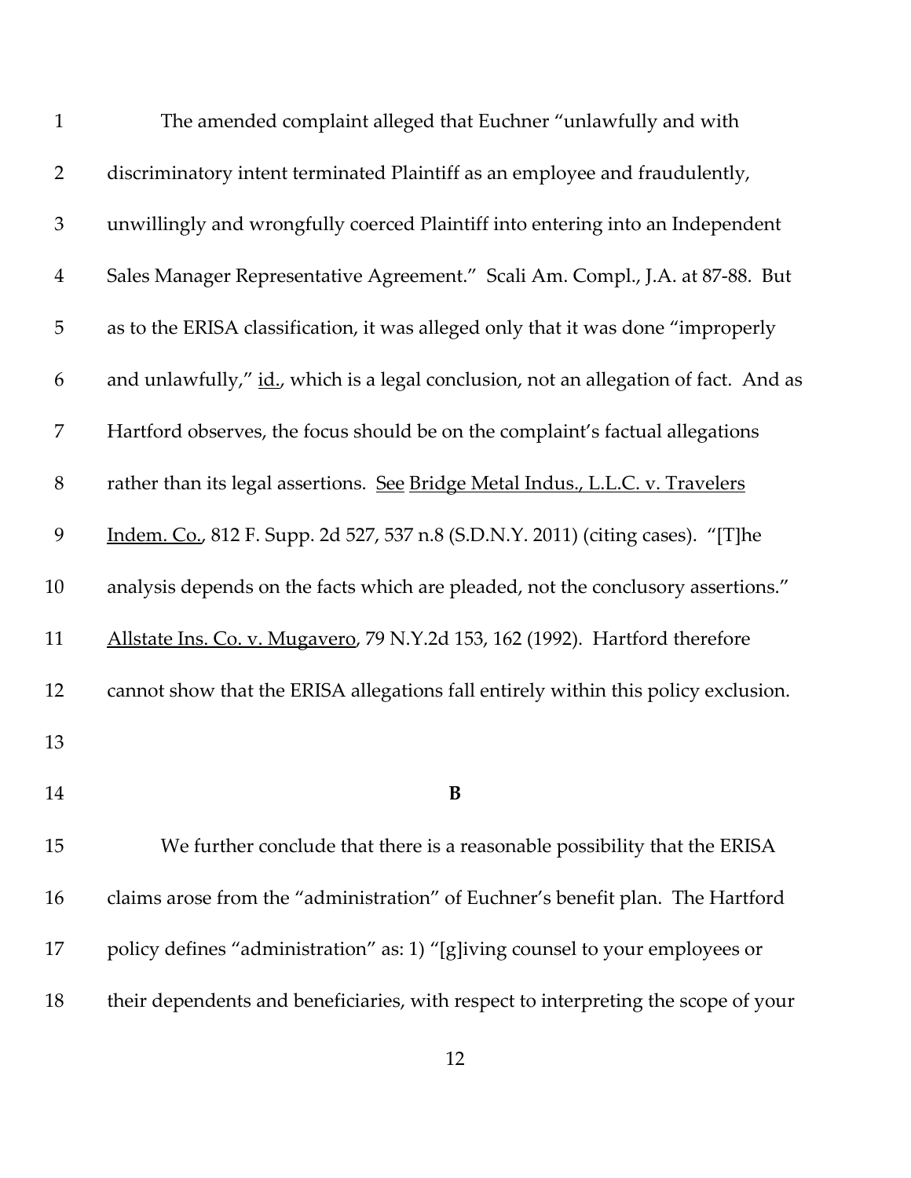The amended complaint alleged that Euchner "unlawfully and with discriminatory intent terminated Plaintiff as an employee and fraudulently, unwillingly and wrongfully coerced Plaintiff into entering into an Independent Sales Manager Representative Agreement." Scali Am. Compl., J.A. at 87-88. But as to the ERISA classification, it was alleged only that it was done "improperly and unlawfully," id., which is a legal conclusion, not an allegation of fact. And as Hartford observes, the focus should be on the complaint's factual allegations rather than its legal assertions. See Bridge Metal Indus., L.L.C. v. Travelers Indem. Co., 812 F. Supp. 2d 527, 537 n.8 (S.D.N.Y. 2011) (citing cases). "[T]he analysis depends on the facts which are pleaded, not the conclusory assertions." Allstate Ins. Co. v. Mugavero, 79 N.Y.2d 153, 162 (1992). Hartford therefore cannot show that the ERISA allegations fall entirely within this policy exclusion.

**B**

We further conclude that there is a reasonable possibility that the ERISA claims arose from the "administration" of Euchner's benefit plan. The Hartford policy defines "administration" as: 1) "[g]iving counsel to your employees or their dependents and beneficiaries, with respect to interpreting the scope of your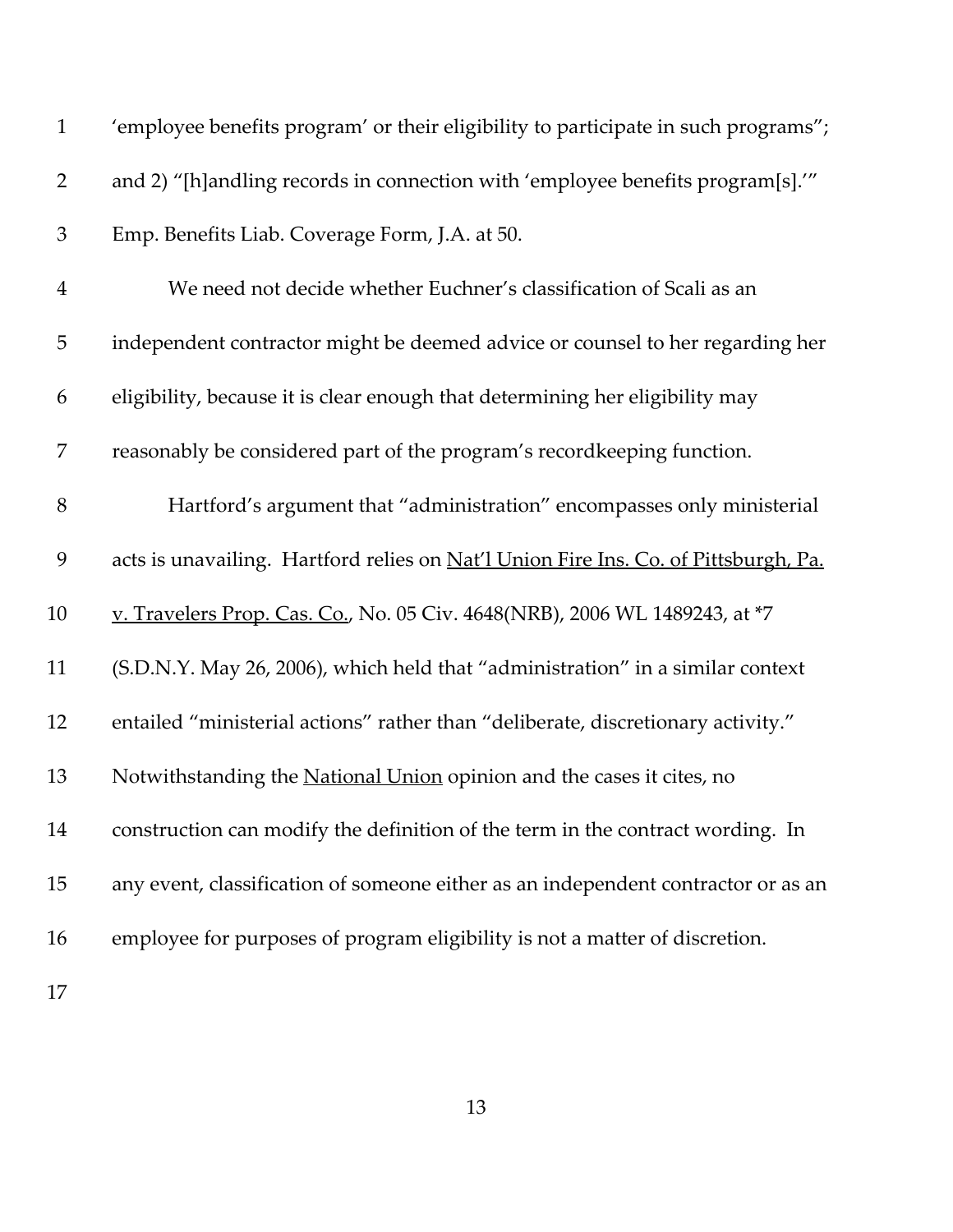'employee benefits program' or their eligibility to participate in such programs"; and 2) "[h]andling records in connection with 'employee benefits program[s].'" Emp. Benefits Liab. Coverage Form, J.A. at 50.

We need not decide whether Euchner's classification of Scali as an independent contractor might be deemed advice or counsel to her regarding her eligibility, because it is clear enough that determining her eligibility may reasonably be considered part of the program's recordkeeping function.

Hartford's argument that "administration" encompasses only ministerial acts is unavailing. Hartford relies on Nat'l Union Fire Ins. Co. of Pittsburgh, Pa. v. Travelers Prop. Cas. Co., No. 05 Civ. 4648(NRB), 2006 WL 1489243, at *7 (S.D.N.Y. May 26, 2006), which held that "administration" in a similar context entailed "ministerial actions" rather than "deliberate, discretionary activity." Notwithstanding the National Union opinion and the cases it cites, no construction can modify the definition of the term in the contract wording. In any event, classification of someone either as an independent contractor or as an employee for purposes of program eligibility is not a matter of discretion.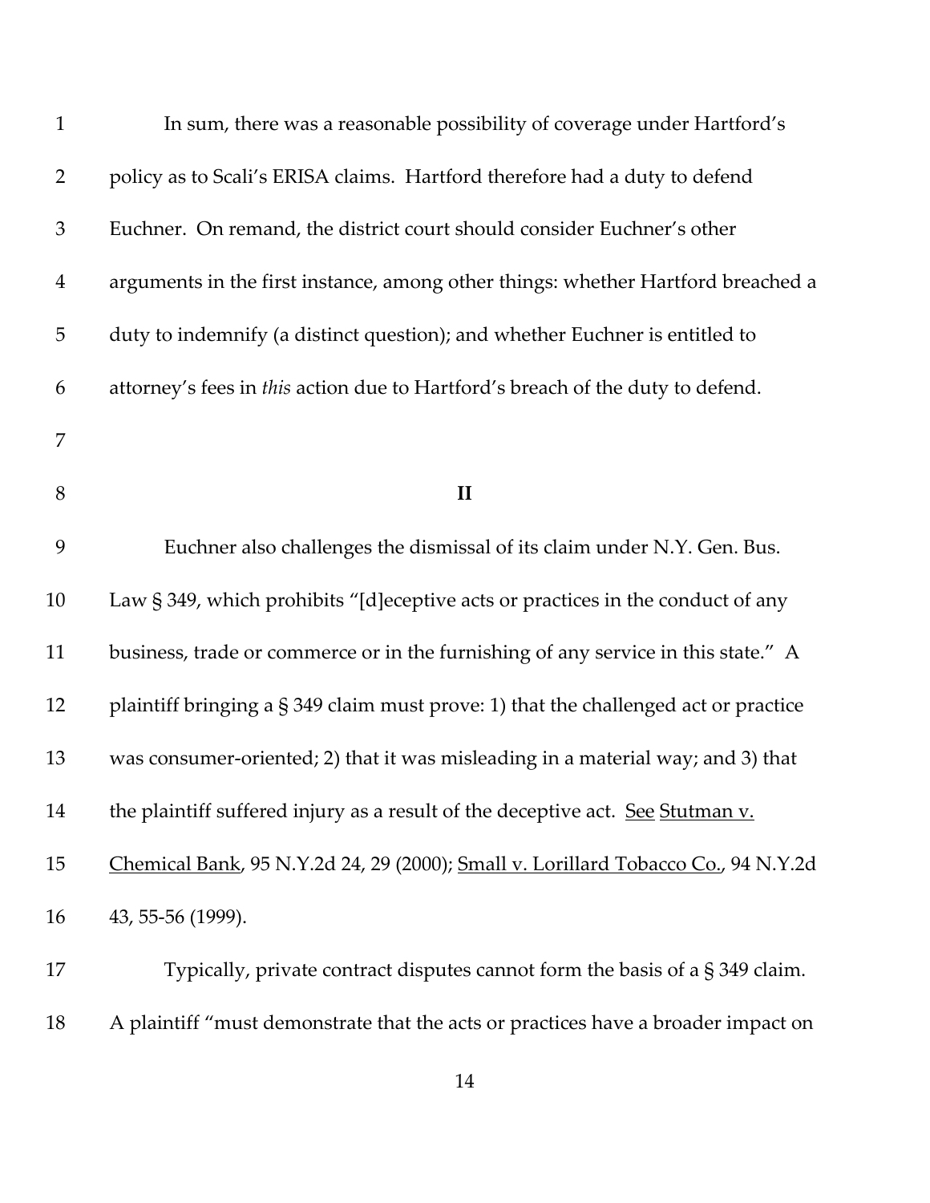In sum, there was a reasonable possibility of coverage under Hartford's policy as to Scali's ERISA claims. Hartford therefore had a duty to defend Euchner. On remand, the district court should consider Euchner's other arguments in the first instance, among other things: whether Hartford breached a duty to indemnify (a distinct question); and whether Euchner is entitled to attorney's fees in *this* action due to Hartford's breach of the duty to defend.

## II

Euchner also challenges the dismissal of its claim under N.Y. Gen. Bus. Law § 349, which prohibits "[d]eceptive acts or practices in the conduct of any business, trade or commerce or in the furnishing of any service in this state." A plaintiff bringing a § 349 claim must prove: 1) that the challenged act or practice was consumer-oriented; 2) that it was misleading in a material way; and 3) that the plaintiff suffered injury as a result of the deceptive act. See Stutman v. Chemical Bank, 95 N.Y.2d 24, 29 (2000); Small v. Lorillard Tobacco Co., 94 N.Y.2d 43, 55-56 (1999).

Typically, private contract disputes cannot form the basis of a § 349 claim. A plaintiff "must demonstrate that the acts or practices have a broader impact on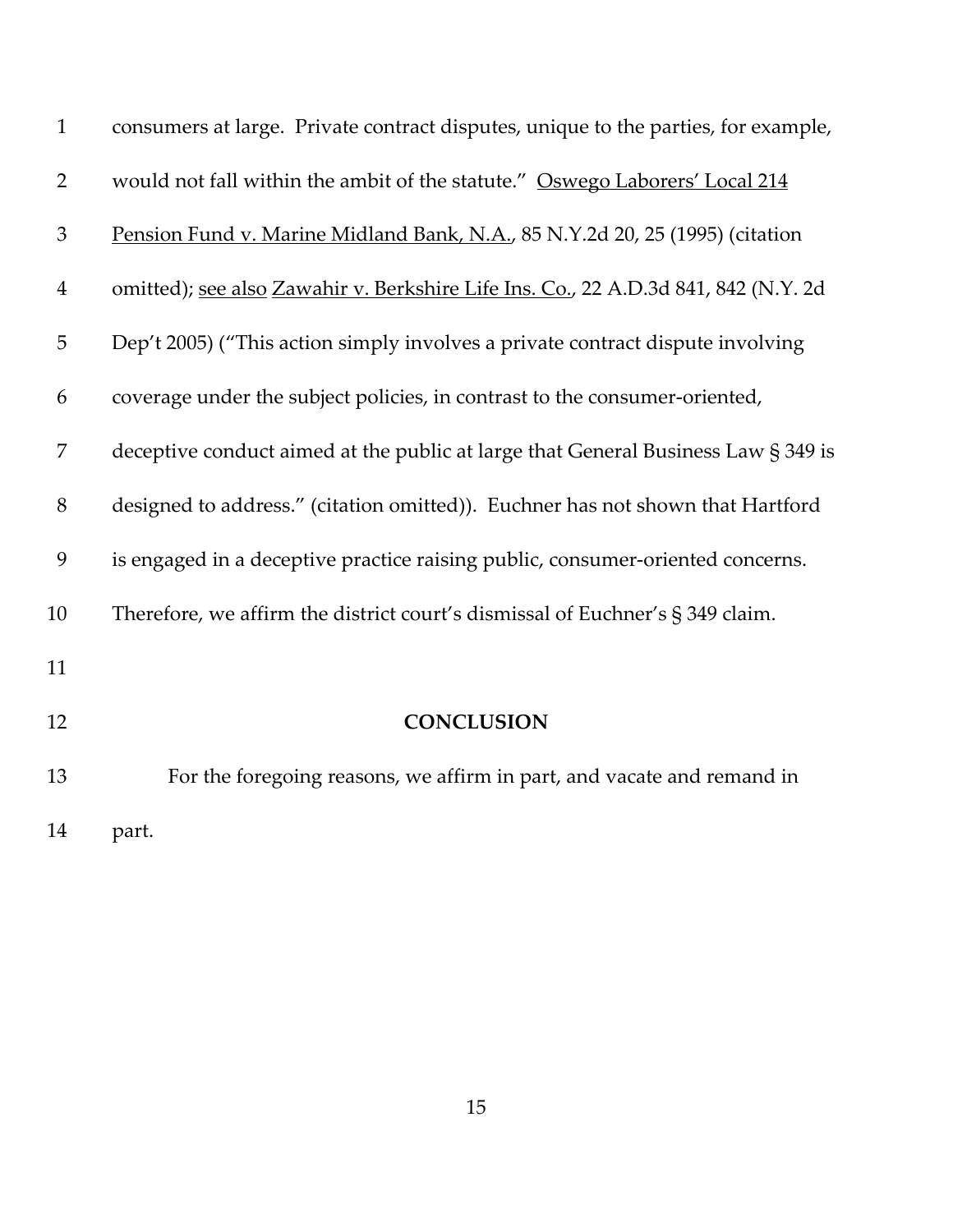consumers at large. Private contract disputes, unique to the parties, for example, would not fall within the ambit of the statute." Oswego Laborers' Local 214 Pension Fund v. Marine Midland Bank, N.A., 85 N.Y.2d 20, 25 (1995) (citation omitted); see also Zawahir v. Berkshire Life Ins. Co., 22 A.D.3d 841, 842 (N.Y. 2d Dep't 2005) ("This action simply involves a private contract dispute involving coverage under the subject policies, in contrast to the consumer-oriented, deceptive conduct aimed at the public at large that General Business Law § 349 is designed to address." (citation omitted)). Euchner has not shown that Hartford is engaged in a deceptive practice raising public, consumer-oriented concerns. Therefore, we affirm the district court's dismissal of Euchner's § 349 claim.

## CONCLUSION

For the foregoing reasons, we affirm in part, and vacate and remand in part.